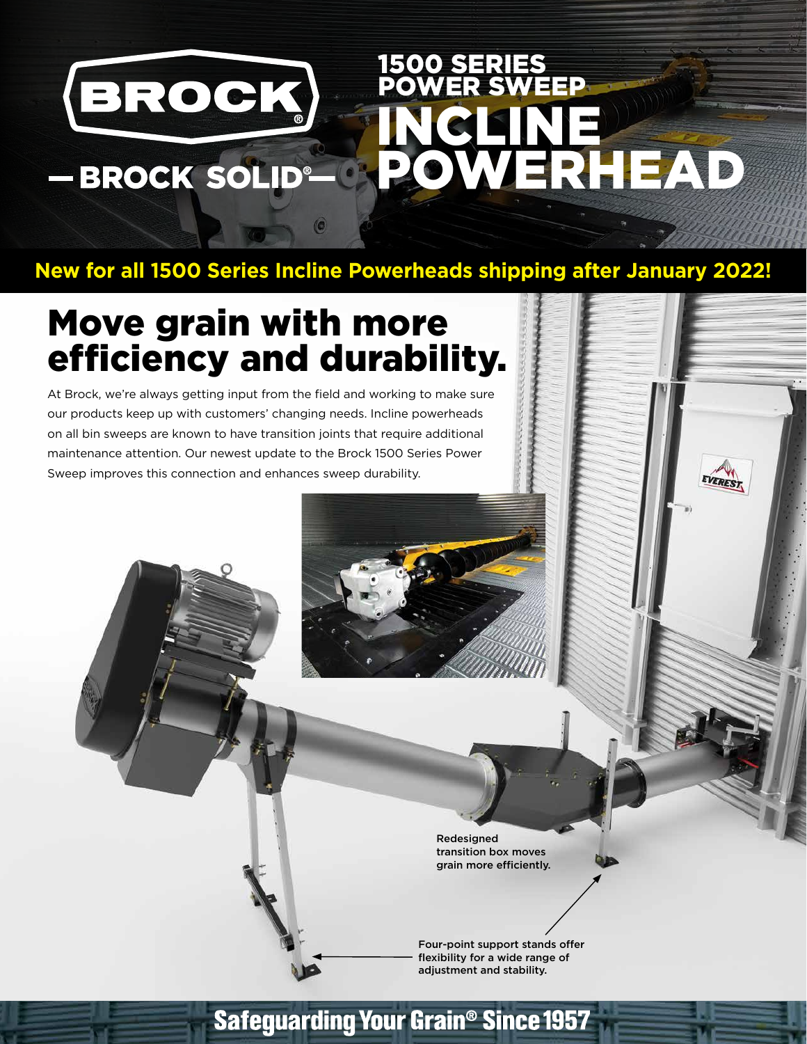# BROCK®

— BROCK SOLID® —

## 1500 SERIES POWER SWEEP

# INCLINE POWERHEAD

**New for all 1500 Series Incline Powerheads shipping after January 2022!**

## Move grain with more efficiency and durability.

At Brock, we're always getting input from the field and working to make sure our products keep up with customers' changing needs. Incline powerheads on all bin sweeps are known to have transition joints that require additional maintenance attention. Our newest update to the Brock 1500 Series Power Sweep improves this connection and enhances sweep durability.

Redesigned transition box moves grain more efficiently.

Four-point support stands offer flexibility for a wide range of adjustment and stability.

**Safeguarding Your Grain® Since 1957**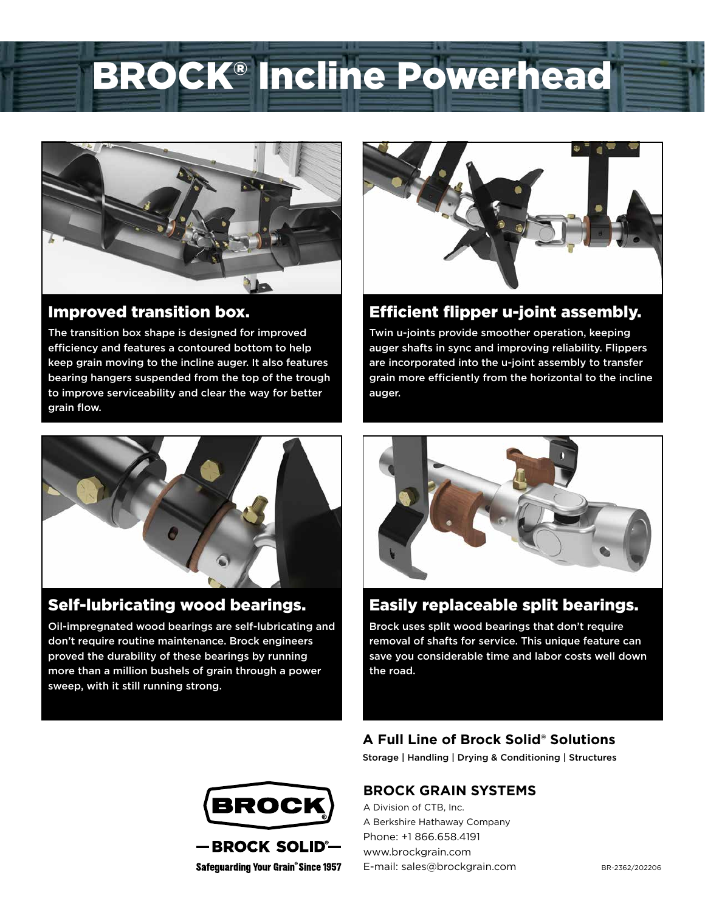# BROCK® Incline Powerhead

## Improved transition box.

The transition box shape is designed for improved efficiency and features a contoured bottom to help keep grain moving to the incline auger. It also features bearing hangers suspended from the top of the trough to improve serviceability and clear the way for better grain flow.

## Efficient flipper u-joint assembly.

Twin u-joints provide smoother operation, keeping auger shafts in sync and improving reliability. Flippers are incorporated into the u-joint assembly to transfer grain more efficiently from the horizontal to the incline auger.

## Self-lubricating wood bearings.

Oil-impregnated wood bearings are self-lubricating and don't require routine maintenance. Brock engineers proved the durability of these bearings by running more than a million bushels of grain through a power sweep, with it still running strong.

## Easily replaceable split bearings.

Brock uses split wood bearings that don't require removal of shafts for service. This unique feature can save you considerable time and labor costs well down the road.

**A Full Line of Brock Solid® Solutions**

Storage | Handling | Drying & Conditioning | Structures

BROCK®

— BROCK SOLID® —

Safeguarding Your Grain® Since 1957

**BROCK GRAIN SYSTEMS**

A Division of CTB, Inc.
A Berkshire Hathaway Company
Phone: +1 866.658.4191
www.brockgrain.com
E-mail: sales@brockgrain.com

BR-2362/202206